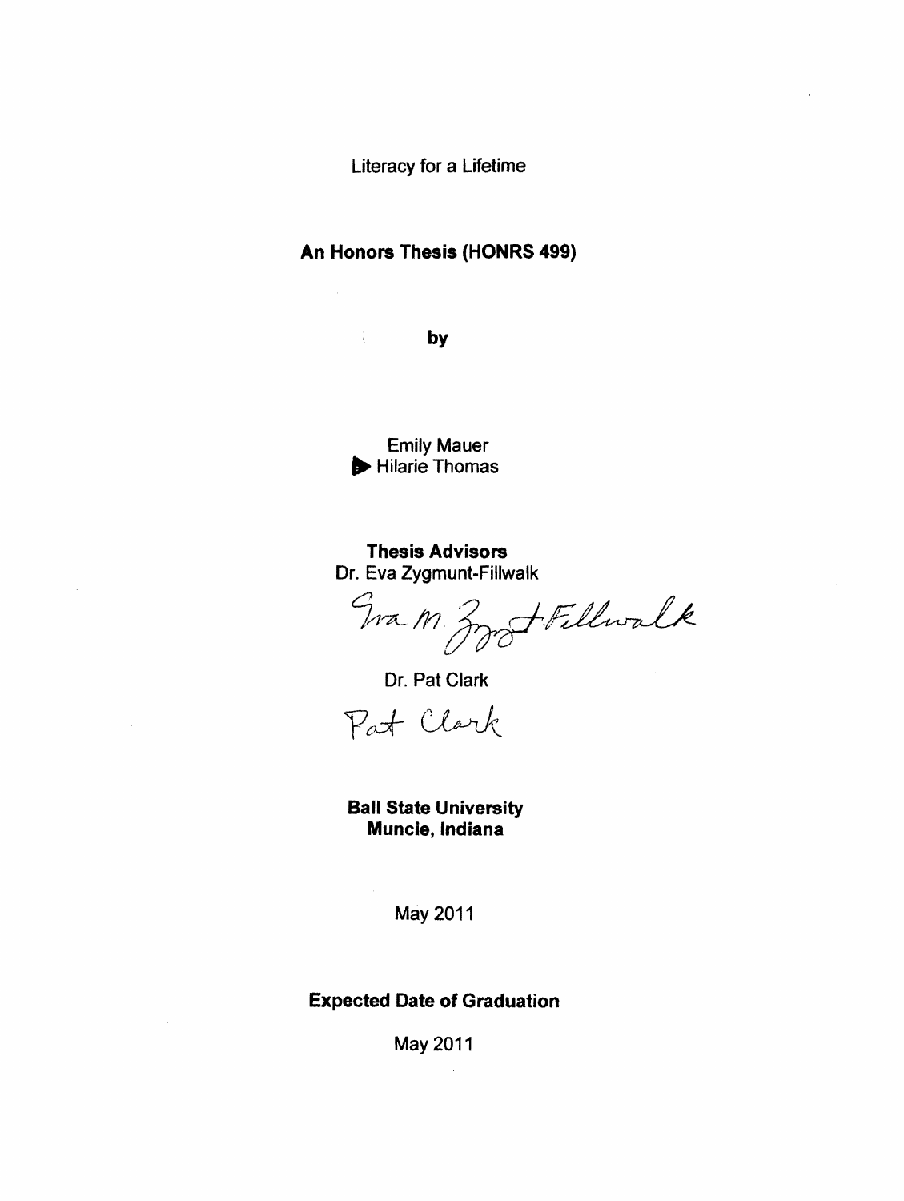Literacy for a Lifetime

**An Honors Thesis (HONRS 499)**

**by**

Emily Mauer
Hilarie Thomas

**Thesis Advisors**
Dr. Eva Zygmunt-Fillwalk

Eva M. Zygmunt-Fillwalk

Dr. Pat Clark

Pat Clark

**Ball State University**
**Muncie, Indiana**

May 2011

**Expected Date of Graduation**

May 2011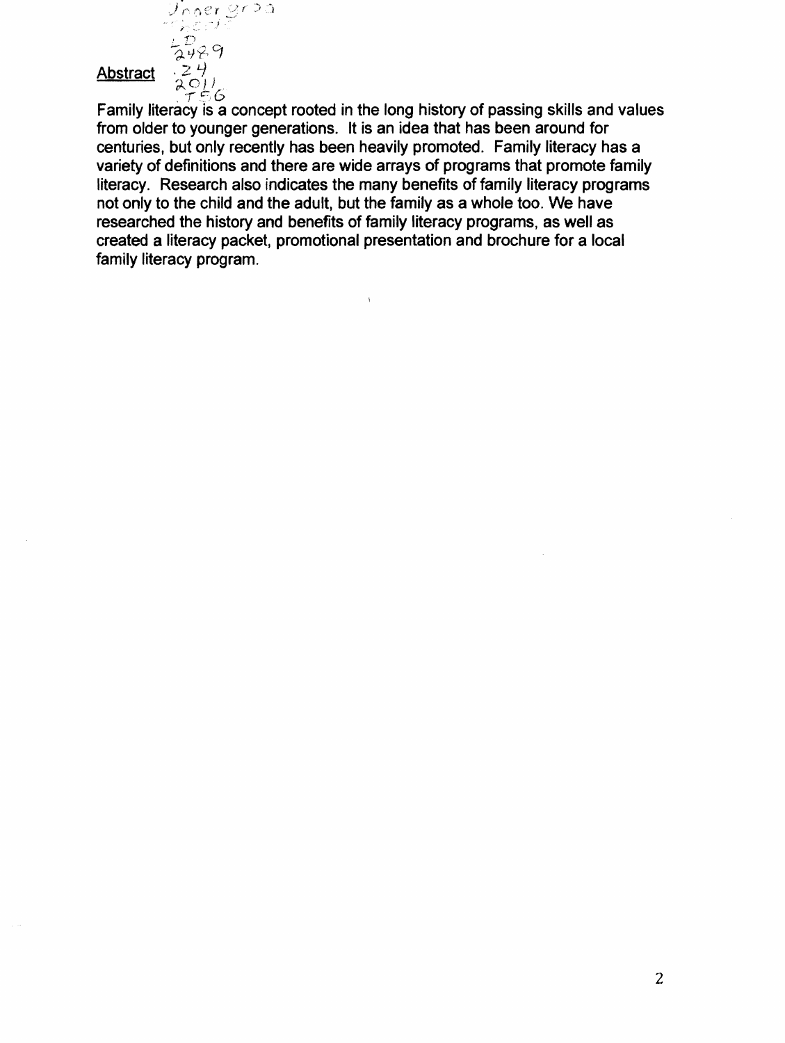## Abstract

Family literacy is a concept rooted in the long history of passing skills and values from older to younger generations. It is an idea that has been around for centuries, but only recently has been heavily promoted. Family literacy has a variety of definitions and there are wide arrays of programs that promote family literacy. Research also indicates the many benefits of family literacy programs not only to the child and the adult, but the family as a whole too. We have researched the history and benefits of family literacy programs, as well as created a literacy packet, promotional presentation and brochure for a local family literacy program.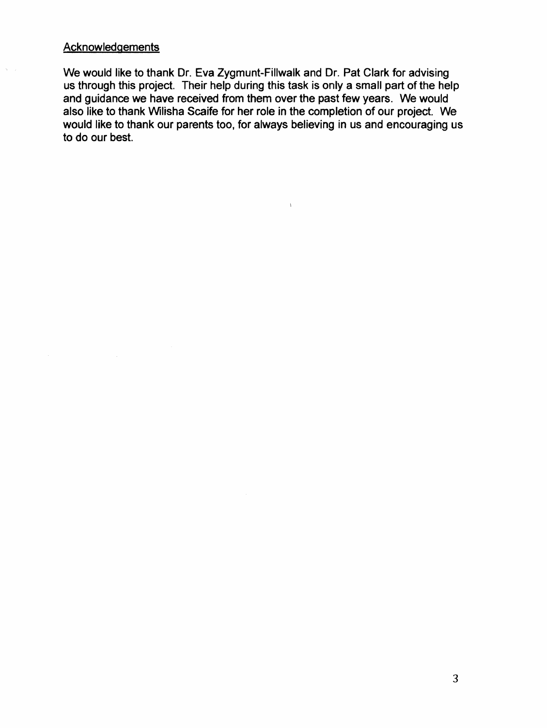## Acknowledgements

We would like to thank Dr. Eva Zygmunt-Fillwalk and Dr. Pat Clark for advising us through this project. Their help during this task is only a small part of the help and guidance we have received from them over the past few years. We would also like to thank Wilisha Scaife for her role in the completion of our project. We would like to thank our parents too, for always believing in us and encouraging us to do our best.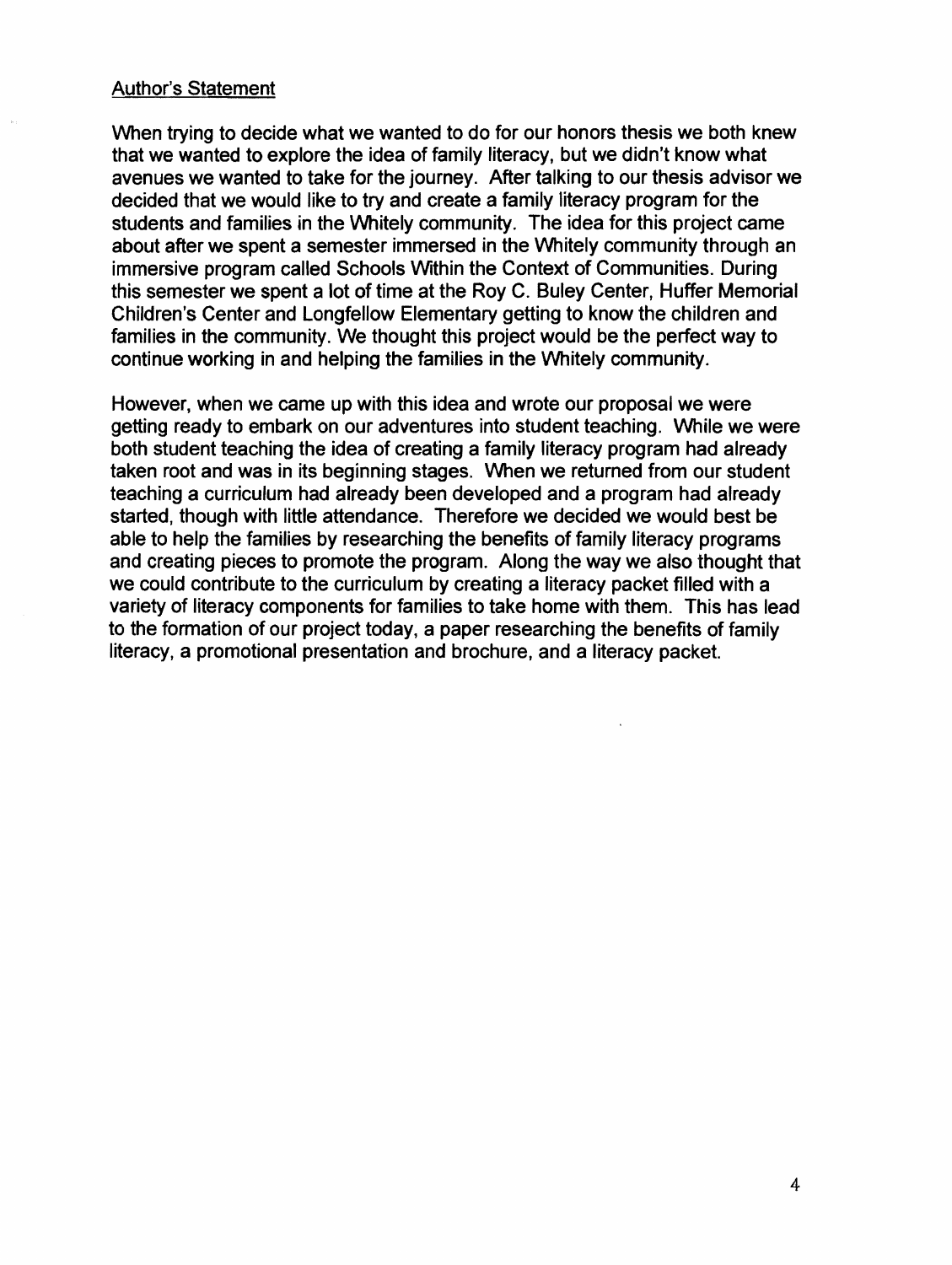## Author's Statement

When trying to decide what we wanted to do for our honors thesis we both knew that we wanted to explore the idea of family literacy, but we didn't know what avenues we wanted to take for the journey. After talking to our thesis advisor we decided that we would like to try and create a family literacy program for the students and families in the Whitely community. The idea for this project came about after we spent a semester immersed in the Whitely community through an immersive program called Schools Within the Context of Communities. During this semester we spent a lot of time at the Roy C. Buley Center, Huffer Memorial Children's Center and Longfellow Elementary getting to know the children and families in the community. We thought this project would be the perfect way to continue working in and helping the families in the Whitely community.

However, when we came up with this idea and wrote our proposal we were getting ready to embark on our adventures into student teaching. While we were both student teaching the idea of creating a family literacy program had already taken root and was in its beginning stages. When we returned from our student teaching a curriculum had already been developed and a program had already started, though with little attendance. Therefore we decided we would best be able to help the families by researching the benefits of family literacy programs and creating pieces to promote the program. Along the way we also thought that we could contribute to the curriculum by creating a literacy packet filled with a variety of literacy components for families to take home with them. This has lead to the formation of our project today, a paper researching the benefits of family literacy, a promotional presentation and brochure, and a literacy packet.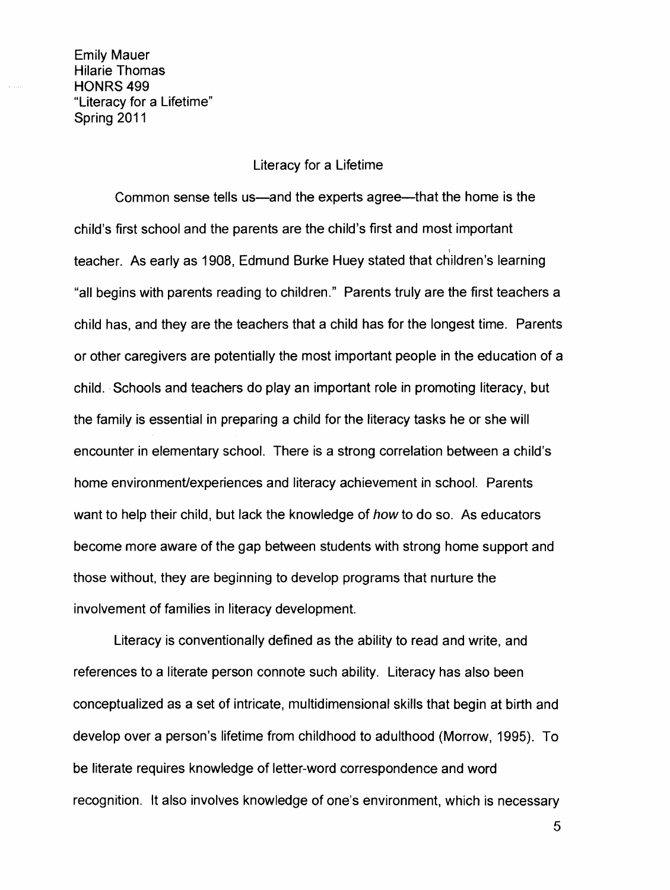Emily Mauer
Hilarie Thomas
HONRS 499
"Literacy for a Lifetime"
Spring 2011

## Literacy for a Lifetime

Common sense tells us—and the experts agree—that the home is the child's first school and the parents are the child's first and most important teacher. As early as 1908, Edmund Burke Huey stated that children's learning "all begins with parents reading to children." Parents truly are the first teachers a child has, and they are the teachers that a child has for the longest time. Parents or other caregivers are potentially the most important people in the education of a child. Schools and teachers do play an important role in promoting literacy, but the family is essential in preparing a child for the literacy tasks he or she will encounter in elementary school. There is a strong correlation between a child's home environment/experiences and literacy achievement in school. Parents want to help their child, but lack the knowledge of *how* to do so. As educators become more aware of the gap between students with strong home support and those without, they are beginning to develop programs that nurture the involvement of families in literacy development.

Literacy is conventionally defined as the ability to read and write, and references to a literate person connote such ability. Literacy has also been conceptualized as a set of intricate, multidimensional skills that begin at birth and develop over a person's lifetime from childhood to adulthood (Morrow, 1995). To be literate requires knowledge of letter-word correspondence and word recognition. It also involves knowledge of one's environment, which is necessary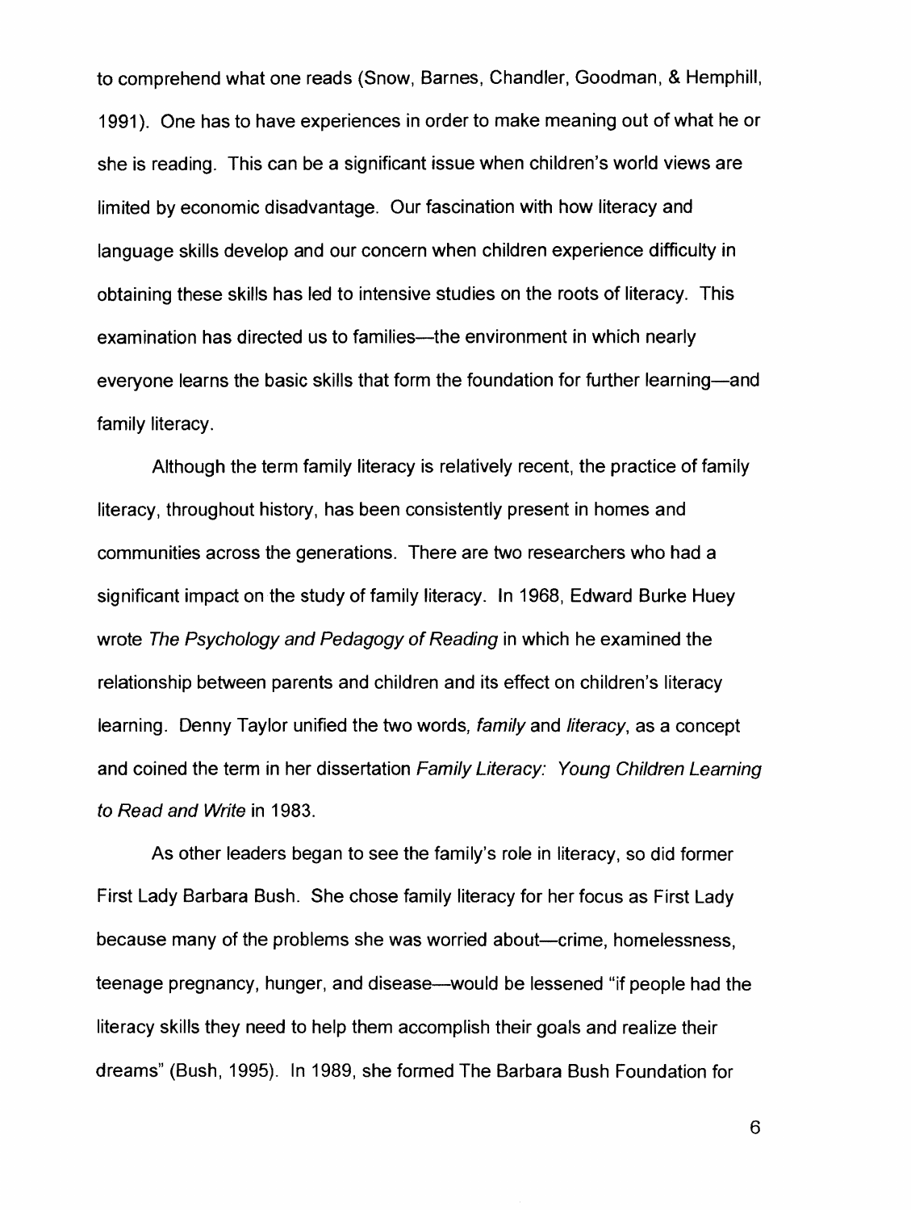to comprehend what one reads (Snow, Barnes, Chandler, Goodman, & Hemphill, 1991). One has to have experiences in order to make meaning out of what he or she is reading. This can be a significant issue when children's world views are limited by economic disadvantage. Our fascination with how literacy and language skills develop and our concern when children experience difficulty in obtaining these skills has led to intensive studies on the roots of literacy. This examination has directed us to families—the environment in which nearly everyone learns the basic skills that form the foundation for further learning—and family literacy.

Although the term family literacy is relatively recent, the practice of family literacy, throughout history, has been consistently present in homes and communities across the generations. There are two researchers who had a significant impact on the study of family literacy. In 1968, Edward Burke Huey wrote *The Psychology and Pedagogy of Reading* in which he examined the relationship between parents and children and its effect on children's literacy learning. Denny Taylor unified the two words, *family* and *literacy*, as a concept and coined the term in her dissertation *Family Literacy: Young Children Learning to Read and Write* in 1983.

As other leaders began to see the family's role in literacy, so did former First Lady Barbara Bush. She chose family literacy for her focus as First Lady because many of the problems she was worried about—crime, homelessness, teenage pregnancy, hunger, and disease—would be lessened "if people had the literacy skills they need to help them accomplish their goals and realize their dreams" (Bush, 1995). In 1989, she formed The Barbara Bush Foundation for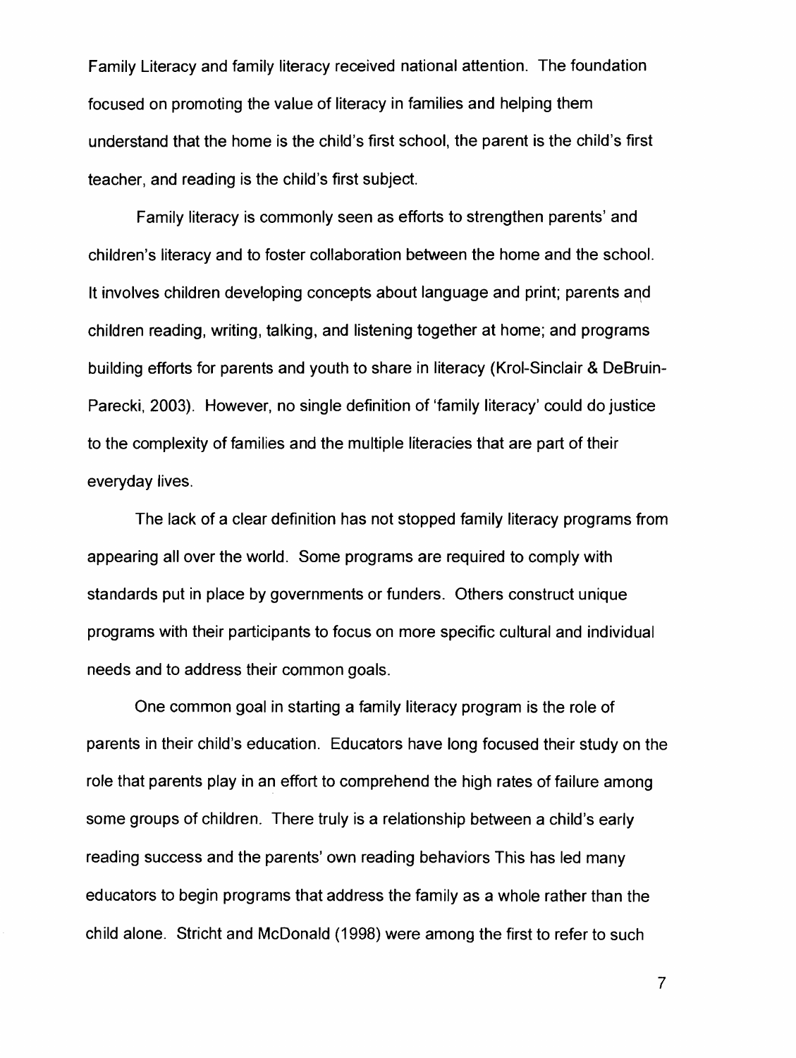Family Literacy and family literacy received national attention. The foundation focused on promoting the value of literacy in families and helping them understand that the home is the child's first school, the parent is the child's first teacher, and reading is the child's first subject.

Family literacy is commonly seen as efforts to strengthen parents' and children's literacy and to foster collaboration between the home and the school. It involves children developing concepts about language and print; parents and children reading, writing, talking, and listening together at home; and programs building efforts for parents and youth to share in literacy (Krol-Sinclair & DeBruin-Parecki, 2003). However, no single definition of 'family literacy' could do justice to the complexity of families and the multiple literacies that are part of their everyday lives.

The lack of a clear definition has not stopped family literacy programs from appearing all over the world. Some programs are required to comply with standards put in place by governments or funders. Others construct unique programs with their participants to focus on more specific cultural and individual needs and to address their common goals.

One common goal in starting a family literacy program is the role of parents in their child's education. Educators have long focused their study on the role that parents play in an effort to comprehend the high rates of failure among some groups of children. There truly is a relationship between a child's early reading success and the parents' own reading behaviors This has led many educators to begin programs that address the family as a whole rather than the child alone. Stricht and McDonald (1998) were among the first to refer to such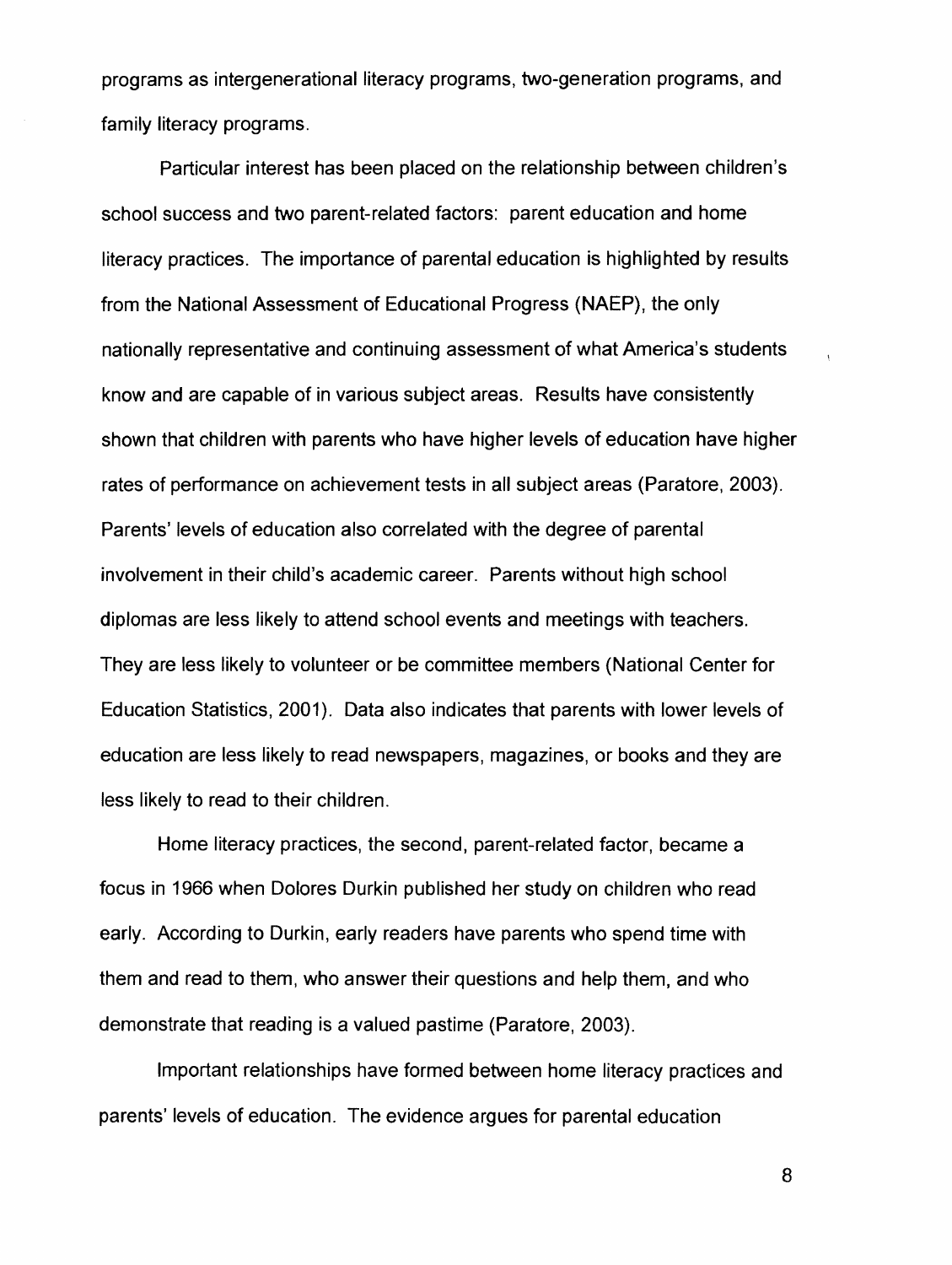programs as intergenerational literacy programs, two-generation programs, and family literacy programs.

Particular interest has been placed on the relationship between children's school success and two parent-related factors: parent education and home literacy practices. The importance of parental education is highlighted by results from the National Assessment of Educational Progress (NAEP), the only nationally representative and continuing assessment of what America's students know and are capable of in various subject areas. Results have consistently shown that children with parents who have higher levels of education have higher rates of performance on achievement tests in all subject areas (Paratore, 2003). Parents' levels of education also correlated with the degree of parental involvement in their child's academic career. Parents without high school diplomas are less likely to attend school events and meetings with teachers. They are less likely to volunteer or be committee members (National Center for Education Statistics, 2001). Data also indicates that parents with lower levels of education are less likely to read newspapers, magazines, or books and they are less likely to read to their children.

Home literacy practices, the second, parent-related factor, became a focus in 1966 when Dolores Durkin published her study on children who read early. According to Durkin, early readers have parents who spend time with them and read to them, who answer their questions and help them, and who demonstrate that reading is a valued pastime (Paratore, 2003).

Important relationships have formed between home literacy practices and parents' levels of education. The evidence argues for parental education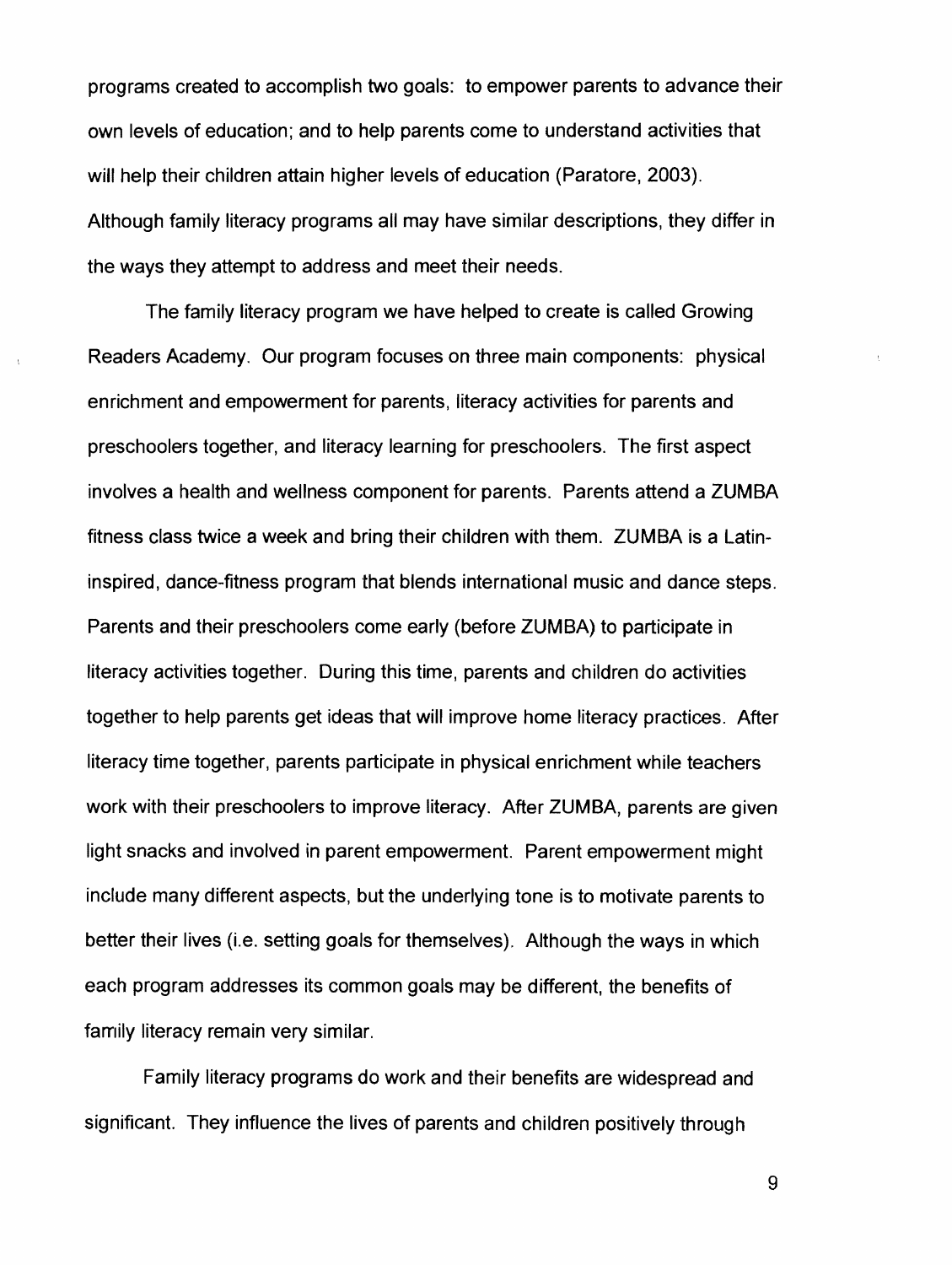programs created to accomplish two goals: to empower parents to advance their own levels of education; and to help parents come to understand activities that will help their children attain higher levels of education (Paratore, 2003). Although family literacy programs all may have similar descriptions, they differ in the ways they attempt to address and meet their needs.

The family literacy program we have helped to create is called Growing Readers Academy. Our program focuses on three main components: physical enrichment and empowerment for parents, literacy activities for parents and preschoolers together, and literacy learning for preschoolers. The first aspect involves a health and wellness component for parents. Parents attend a ZUMBA fitness class twice a week and bring their children with them. ZUMBA is a Latin-inspired, dance-fitness program that blends international music and dance steps. Parents and their preschoolers come early (before ZUMBA) to participate in literacy activities together. During this time, parents and children do activities together to help parents get ideas that will improve home literacy practices. After literacy time together, parents participate in physical enrichment while teachers work with their preschoolers to improve literacy. After ZUMBA, parents are given light snacks and involved in parent empowerment. Parent empowerment might include many different aspects, but the underlying tone is to motivate parents to better their lives (i.e. setting goals for themselves). Although the ways in which each program addresses its common goals may be different, the benefits of family literacy remain very similar.

Family literacy programs do work and their benefits are widespread and significant. They influence the lives of parents and children positively through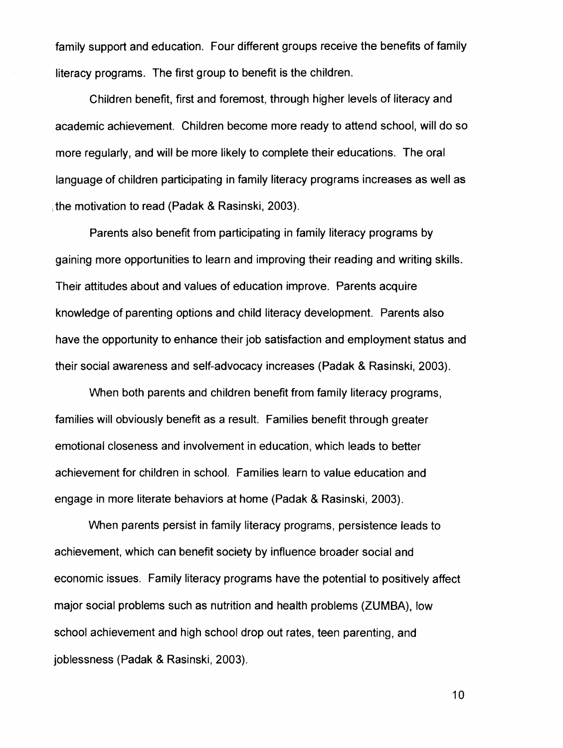family support and education. Four different groups receive the benefits of family literacy programs. The first group to benefit is the children.

Children benefit, first and foremost, through higher levels of literacy and academic achievement. Children become more ready to attend school, will do so more regularly, and will be more likely to complete their educations. The oral language of children participating in family literacy programs increases as well as the motivation to read (Padak & Rasinski, 2003).

Parents also benefit from participating in family literacy programs by gaining more opportunities to learn and improving their reading and writing skills. Their attitudes about and values of education improve. Parents acquire knowledge of parenting options and child literacy development. Parents also have the opportunity to enhance their job satisfaction and employment status and their social awareness and self-advocacy increases (Padak & Rasinski, 2003).

When both parents and children benefit from family literacy programs, families will obviously benefit as a result. Families benefit through greater emotional closeness and involvement in education, which leads to better achievement for children in school. Families learn to value education and engage in more literate behaviors at home (Padak & Rasinski, 2003).

When parents persist in family literacy programs, persistence leads to achievement, which can benefit society by influence broader social and economic issues. Family literacy programs have the potential to positively affect major social problems such as nutrition and health problems (ZUMBA), low school achievement and high school drop out rates, teen parenting, and joblessness (Padak & Rasinski, 2003).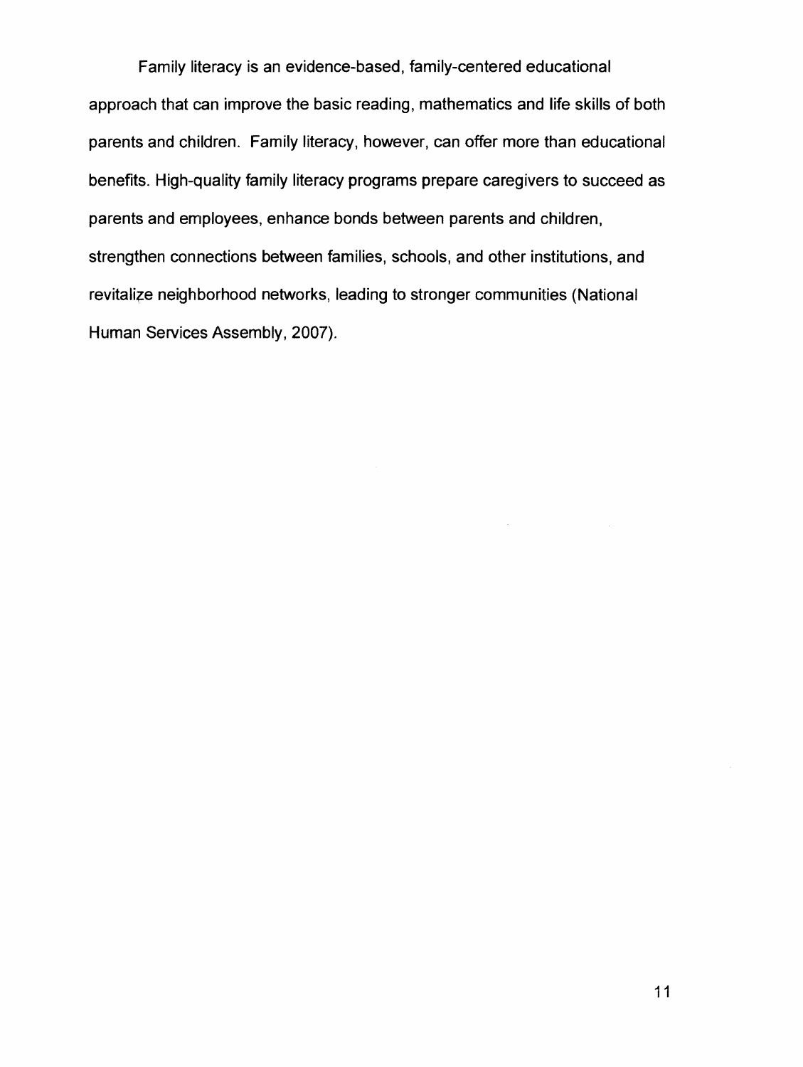Family literacy is an evidence-based, family-centered educational approach that can improve the basic reading, mathematics and life skills of both parents and children. Family literacy, however, can offer more than educational benefits. High-quality family literacy programs prepare caregivers to succeed as parents and employees, enhance bonds between parents and children, strengthen connections between families, schools, and other institutions, and revitalize neighborhood networks, leading to stronger communities (National Human Services Assembly, 2007).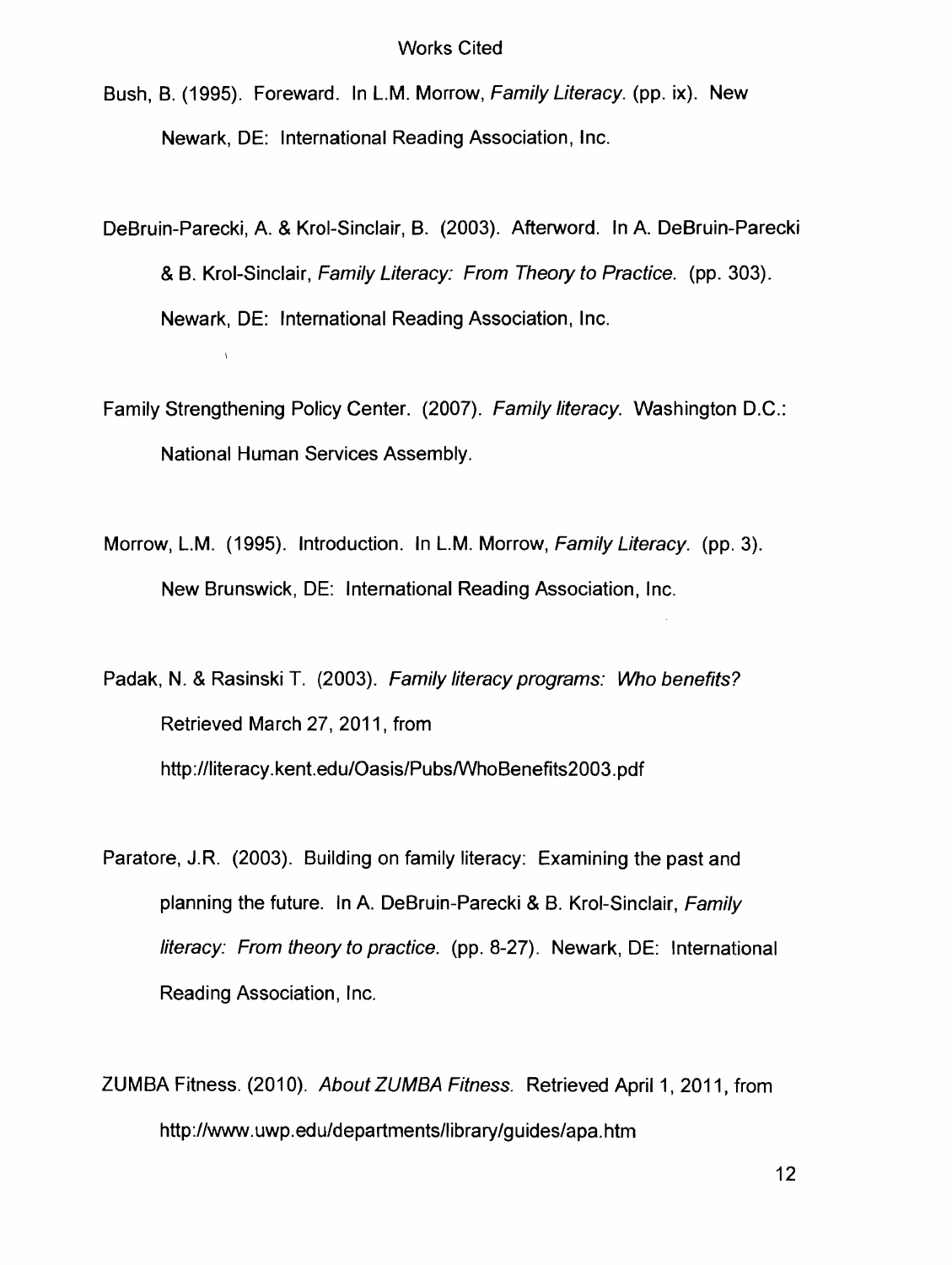# Works Cited

Bush, B. (1995). Foreward. In L.M. Morrow, *Family Literacy.* (pp. ix). New Newark, DE: International Reading Association, Inc.

DeBruin-Parecki, A. & Krol-Sinclair, B. (2003). Afterword. In A. DeBruin-Parecki & B. Krol-Sinclair, *Family Literacy: From Theory to Practice.* (pp. 303). Newark, DE: International Reading Association, Inc.

Family Strengthening Policy Center. (2007). *Family literacy.* Washington D.C.: National Human Services Assembly.

Morrow, L.M. (1995). Introduction. In L.M. Morrow, *Family Literacy.* (pp. 3). New Brunswick, DE: International Reading Association, Inc.

Padak, N. & Rasinski T. (2003). *Family literacy programs: Who benefits?* Retrieved March 27, 2011, from http://literacy.kent.edu/Oasis/Pubs/WhoBenefits2003.pdf

Paratore, J.R. (2003). Building on family literacy: Examining the past and planning the future. In A. DeBruin-Parecki & B. Krol-Sinclair, *Family literacy: From theory to practice.* (pp. 8-27). Newark, DE: International Reading Association, Inc.

ZUMBA Fitness. (2010). *About ZUMBA Fitness.* Retrieved April 1, 2011, from http://www.uwp.edu/departments/library/guides/apa.htm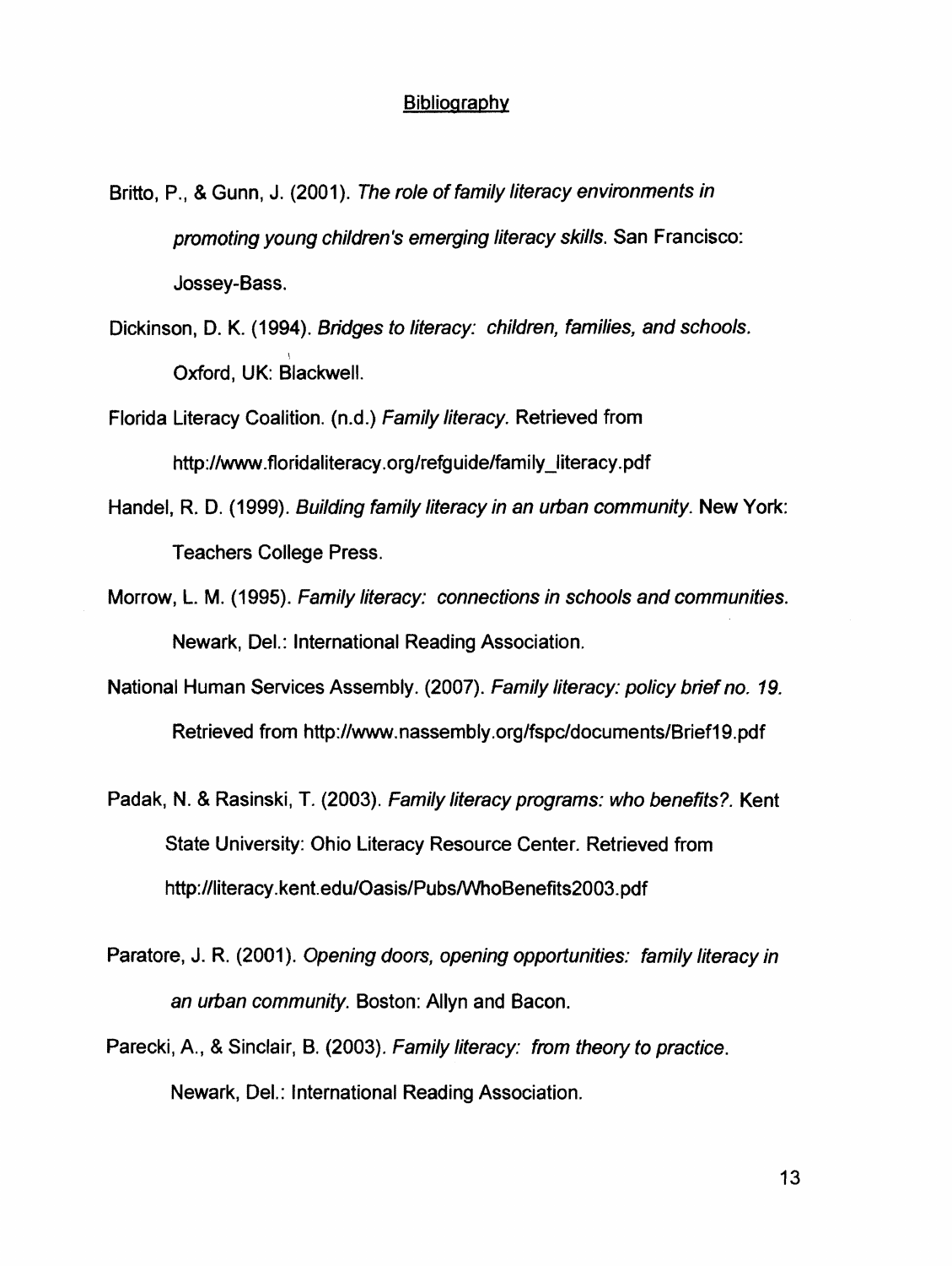## Bibliography

Britto, P., & Gunn, J. (2001). *The role of family literacy environments in promoting young children's emerging literacy skills.* San Francisco: Jossey-Bass.

Dickinson, D. K. (1994). *Bridges to literacy: children, families, and schools.* Oxford, UK: Blackwell.

Florida Literacy Coalition. (n.d.) *Family literacy.* Retrieved from http://www.floridaliteracy.org/refguide/family_literacy.pdf

Handel, R. D. (1999). *Building family literacy in an urban community.* New York: Teachers College Press.

Morrow, L. M. (1995). *Family literacy: connections in schools and communities.* Newark, Del.: International Reading Association.

National Human Services Assembly. (2007). *Family literacy: policy brief no. 19.* Retrieved from http://www.nassembly.org/fspc/documents/Brief19.pdf

Padak, N. & Rasinski, T. (2003). *Family literacy programs: who benefits?.* Kent State University: Ohio Literacy Resource Center. Retrieved from http://literacy.kent.edu/Oasis/Pubs/WhoBenefits2003.pdf

Paratore, J. R. (2001). *Opening doors, opening opportunities: family literacy in an urban community.* Boston: Allyn and Bacon.

Parecki, A., & Sinclair, B. (2003). *Family literacy: from theory to practice.* Newark, Del.: International Reading Association.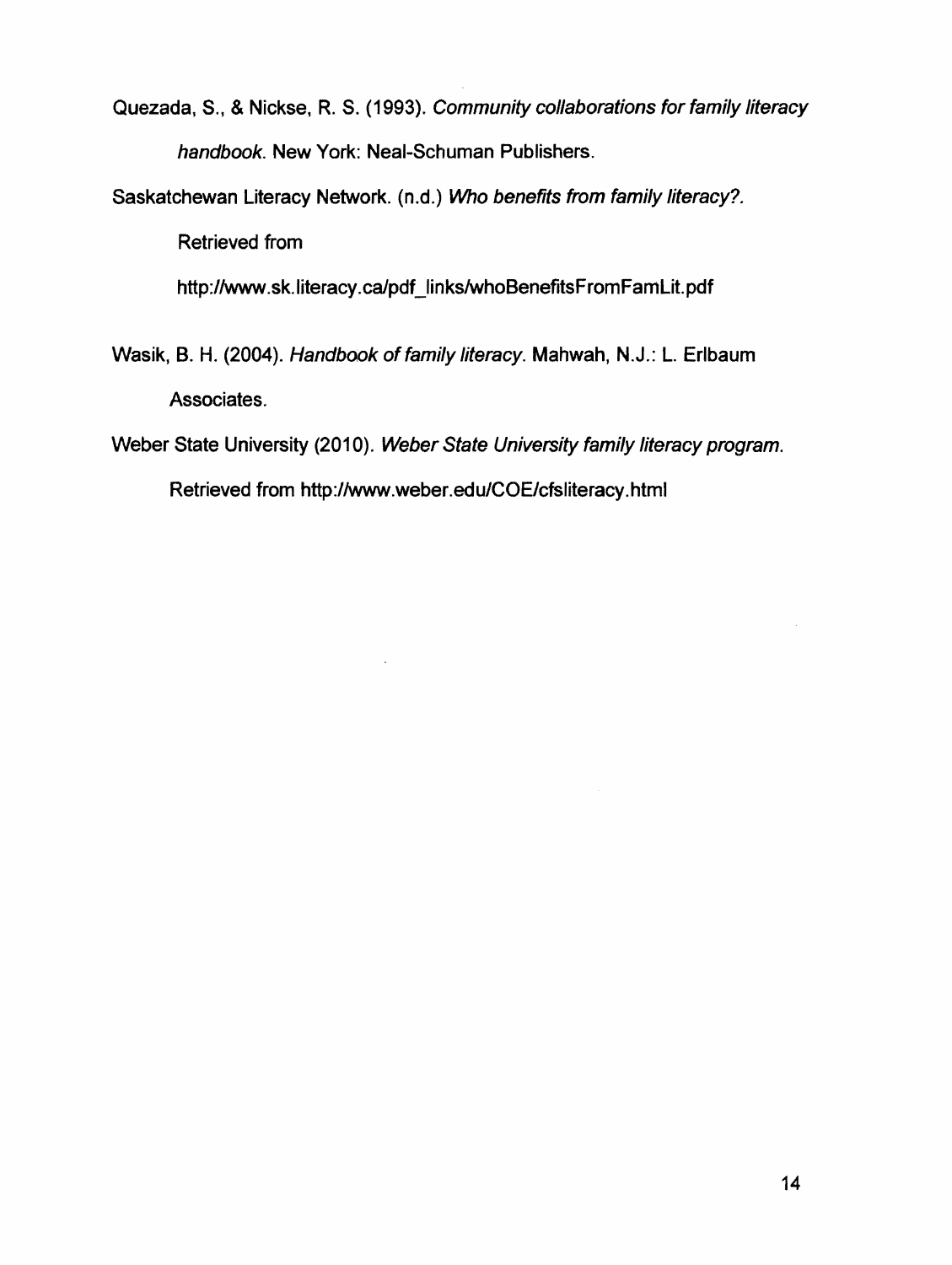Quezada, S., & Nickse, R. S. (1993). *Community collaborations for family literacy handbook*. New York: Neal-Schuman Publishers.

Saskatchewan Literacy Network. (n.d.) *Who benefits from family literacy?*. Retrieved from http://www.sk.literacy.ca/pdf_links/whoBenefitsFromFamLit.pdf

Wasik, B. H. (2004). *Handbook of family literacy*. Mahwah, N.J.: L. Erlbaum Associates.

Weber State University (2010). *Weber State University family literacy program*. Retrieved from http://www.weber.edu/COE/cfsliteracy.html